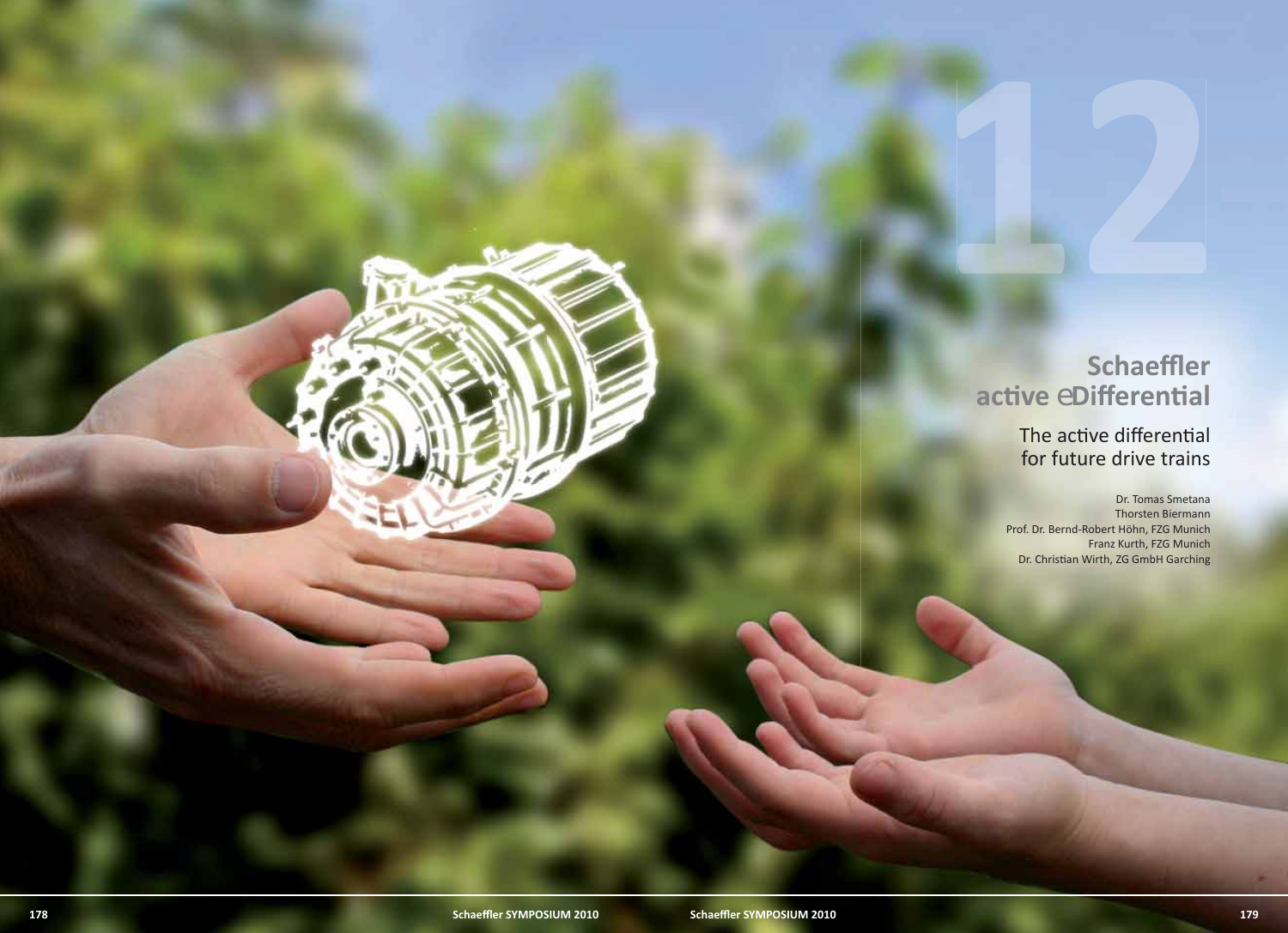12

# Schaeffler active eDifferential

## The active differential for future drive trains

Dr. Tomas Smetana
Thorsten Biermann
Prof. Dr. Bernd-Robert Höhn, FZG Munich
Franz Kurth, FZG Munich
Dr. Christian Wirth, ZG GmbH Garching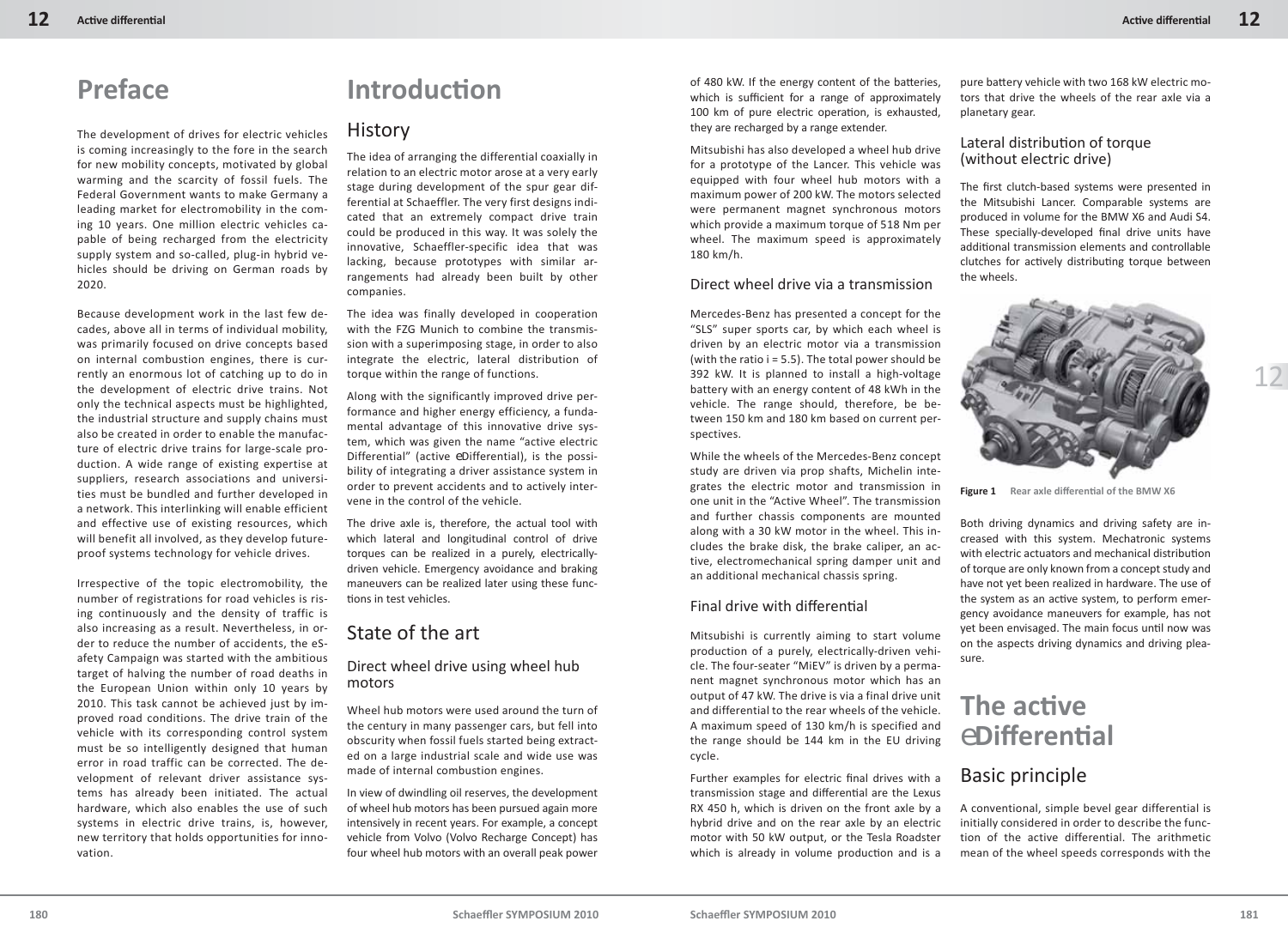# Preface

The development of drives for electric vehicles is coming increasingly to the fore in the search for new mobility concepts, motivated by global warming and the scarcity of fossil fuels. The Federal Government wants to make Germany a leading market for electromobility in the coming 10 years. One million electric vehicles capable of being recharged from the electricity supply system and so-called, plug-in hybrid vehicles should be driving on German roads by 2020.

Because development work in the last few decades, above all in terms of individual mobility, was primarily focused on drive concepts based on internal combustion engines, there is currently an enormous lot of catching up to do in the development of electric drive trains. Not only the technical aspects must be highlighted, the industrial structure and supply chains must also be created in order to enable the manufacture of electric drive trains for large-scale production. A wide range of existing expertise at suppliers, research associations and universities must be bundled and further developed in a network. This interlinking will enable efficient and effective use of existing resources, which will benefit all involved, as they develop future-proof systems technology for vehicle drives.

Irrespective of the topic electromobility, the number of registrations for road vehicles is rising continuously and the density of traffic is also increasing as a result. Nevertheless, in order to reduce the number of accidents, the eSafety Campaign was started with the ambitious target of halving the number of road deaths in the European Union within only 10 years by 2010. This task cannot be achieved just by improved road conditions. The drive train of the vehicle with its corresponding control system must be so intelligently designed that human error in road traffic can be corrected. The development of relevant driver assistance systems has already been initiated. The actual hardware, which also enables the use of such systems in electric drive trains, is, however, new territory that holds opportunities for innovation.

# Introduction

## History

The idea of arranging the differential coaxially in relation to an electric motor arose at a very early stage during development of the spur gear differential at Schaeffler. The very first designs indicated that an extremely compact drive train could be produced in this way. It was solely the innovative, Schaeffler-specific idea that was lacking, because prototypes with similar arrangements had already been built by other companies.

The idea was finally developed in cooperation with the FZG Munich to combine the transmission with a superimposing stage, in order to also integrate the electric, lateral distribution of torque within the range of functions.

Along with the significantly improved drive performance and higher energy efficiency, a fundamental advantage of this innovative drive system, which was given the name "active electric Differential" (active eDifferential), is the possibility of integrating a driver assistance system in order to prevent accidents and to actively intervene in the control of the vehicle.

The drive axle is, therefore, the actual tool with which lateral and longitudinal control of drive torques can be realized in a purely, electrically-driven vehicle. Emergency avoidance and braking maneuvers can be realized later using these functions in test vehicles.

## State of the art

### Direct wheel drive using wheel hub motors

Wheel hub motors were used around the turn of the century in many passenger cars, but fell into obscurity when fossil fuels started being extracted on a large industrial scale and wide use was made of internal combustion engines.

In view of dwindling oil reserves, the development of wheel hub motors has been pursued again more intensively in recent years. For example, a concept vehicle from Volvo (Volvo Recharge Concept) has four wheel hub motors with an overall peak power of 480 kW. If the energy content of the batteries, which is sufficient for a range of approximately 100 km of pure electric operation, is exhausted, they are recharged by a range extender.

Mitsubishi has also developed a wheel hub drive for a prototype of the Lancer. This vehicle was equipped with four wheel hub motors with a maximum power of 200 kW. The motors selected were permanent magnet synchronous motors which provide a maximum torque of 518 Nm per wheel. The maximum speed is approximately 180 km/h.

### Direct wheel drive via a transmission

Mercedes-Benz has presented a concept for the "SLS" super sports car, by which each wheel is driven by an electric motor via a transmission (with the ratio i = 5.5). The total power should be 392 kW. It is planned to install a high-voltage battery with an energy content of 48 kWh in the vehicle. The range should, therefore, be between 150 km and 180 km based on current perspectives.

While the wheels of the Mercedes-Benz concept study are driven via prop shafts, Michelin integrates the electric motor and transmission in one unit in the "Active Wheel". The transmission and further chassis components are mounted along with a 30 kW motor in the wheel. This includes the brake disk, the brake caliper, an active, electromechanical spring damper unit and an additional mechanical chassis spring.

### Final drive with differential

Mitsubishi is currently aiming to start volume production of a purely, electrically-driven vehicle. The four-seater "MiEV" is driven by a permanent magnet synchronous motor which has an output of 47 kW. The drive is via a final drive unit and differential to the rear wheels of the vehicle. A maximum speed of 130 km/h is specified and the range should be 144 km in the EU driving cycle.

Further examples for electric final drives with a transmission stage and differential are the Lexus RX 450 h, which is driven on the front axle by a hybrid drive and on the rear axle by an electric motor with 50 kW output, or the Tesla Roadster which is already in volume production and is a pure battery vehicle with two 168 kW electric motors that drive the wheels of the rear axle via a planetary gear.

### Lateral distribution of torque (without electric drive)

The first clutch-based systems were presented in the Mitsubishi Lancer. Comparable systems are produced in volume for the BMW X6 and Audi S4. These specially-developed final drive units have additional transmission elements and controllable clutches for actively distributing torque between the wheels.

**Figure 1** Rear axle differential of the BMW X6

Both driving dynamics and driving safety are increased with this system. Mechatronic systems with electric actuators and mechanical distribution of torque are only known from a concept study and have not yet been realized in hardware. The use of the system as an active system, to perform emergency avoidance maneuvers for example, has not yet been envisaged. The main focus until now was on the aspects driving dynamics and driving pleasure.

# The active eDifferential

## Basic principle

A conventional, simple bevel gear differential is initially considered in order to describe the function of the active differential. The arithmetic mean of the wheel speeds corresponds with the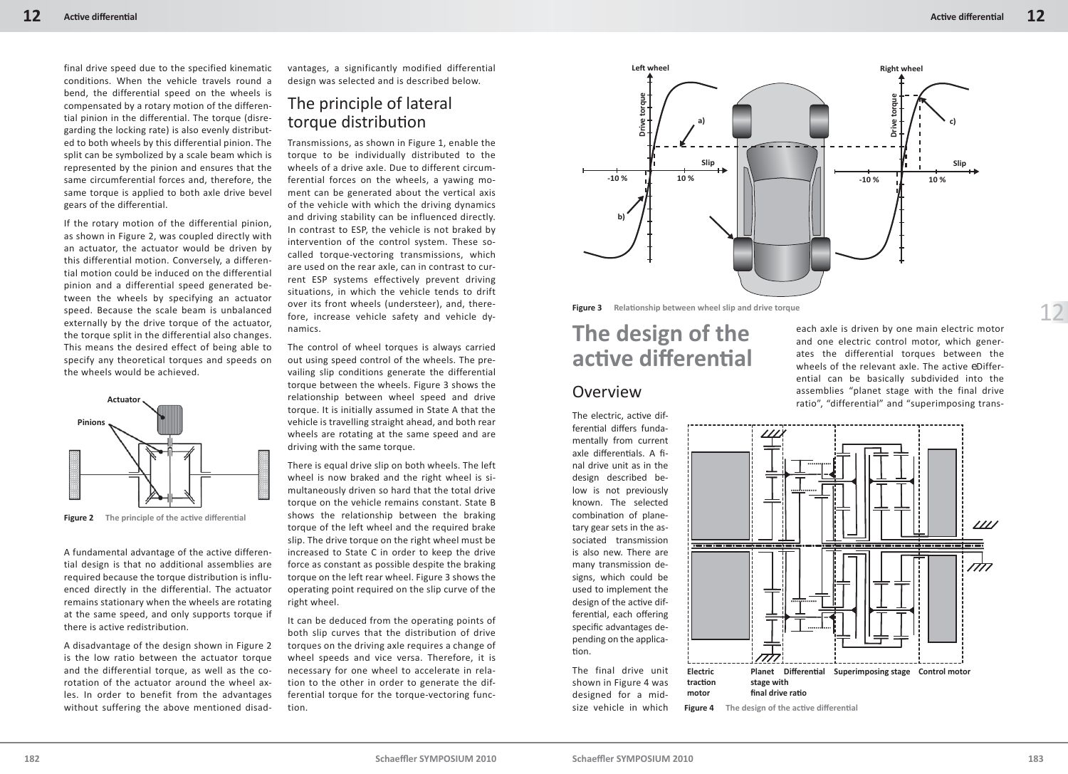final drive speed due to the specified kinematic conditions. When the vehicle travels round a bend, the differential speed on the wheels is compensated by a rotary motion of the differential pinion in the differential. The torque (disregarding the locking rate) is also evenly distributed to both wheels by this differential pinion. The split can be symbolized by a scale beam which is represented by the pinion and ensures that the same circumferential forces and, therefore, the same torque is applied to both axle drive bevel gears of the differential.

If the rotary motion of the differential pinion, as shown in Figure 2, was coupled directly with an actuator, the actuator would be driven by this differential motion. Conversely, a differential motion could be induced on the differential pinion and a differential speed generated between the wheels by specifying an actuator speed. Because the scale beam is unbalanced externally by the drive torque of the actuator, the torque split in the differential also changes. This means the desired effect of being able to specify any theoretical torques and speeds on the wheels would be achieved.

**Figure 2** The principle of the active differential

A fundamental advantage of the active differential design is that no additional assemblies are required because the torque distribution is influenced directly in the differential. The actuator remains stationary when the wheels are rotating at the same speed, and only supports torque if there is active redistribution.

A disadvantage of the design shown in Figure 2 is the low ratio between the actuator torque and the differential torque, as well as the co-rotation of the actuator around the wheel axles. In order to benefit from the advantages without suffering the above mentioned disadvantages, a significantly modified differential design was selected and is described below.

## The principle of lateral torque distribution

Transmissions, as shown in Figure 1, enable the torque to be individually distributed to the wheels of a drive axle. Due to different circumferential forces on the wheels, a yawing moment can be generated about the vertical axis of the vehicle with which the driving dynamics and driving stability can be influenced directly. In contrast to ESP, the vehicle is not braked by intervention of the control system. These so-called torque-vectoring transmissions, which are used on the rear axle, can in contrast to current ESP systems effectively prevent driving situations, in which the vehicle tends to drift over its front wheels (understeer), and, therefore, increase vehicle safety and vehicle dynamics.

The control of wheel torques is always carried out using speed control of the wheels. The prevailing slip conditions generate the differential torque between the wheels. Figure 3 shows the relationship between wheel speed and drive torque. It is initially assumed in State A that the vehicle is travelling straight ahead, and both rear wheels are rotating at the same speed and are driving with the same torque.

There is equal drive slip on both wheels. The left wheel is now braked and the right wheel is simultaneously driven so hard that the total drive torque on the vehicle remains constant. State B shows the relationship between the braking torque of the left wheel and the required brake slip. The drive torque on the right wheel must be increased to State C in order to keep the drive force as constant as possible despite the braking torque on the left rear wheel. Figure 3 shows the operating point required on the slip curve of the right wheel.

It can be deduced from the operating points of both slip curves that the distribution of drive torques on the driving axle requires a change of wheel speeds and vice versa. Therefore, it is necessary for one wheel to accelerate in relation to the other in order to generate the differential torque for the torque-vectoring function.

**Figure 3** Relationship between wheel slip and drive torque

# The design of the active differential

## Overview

The electric, active differential differs fundamentally from current axle differentials. A final drive unit as in the design described below is not previously known. The selected combination of planetary gear sets in the associated transmission is also new. There are many transmission designs, which could be used to implement the design of the active differential, each offering specific advantages depending on the application.

The final drive unit shown in Figure 4 was designed for a mid-size vehicle in which each axle is driven by one main electric motor and one electric control motor, which generates the differential torques between the wheels of the relevant axle. The active eDifferential can be basically subdivided into the assemblies "planet stage with the final drive ratio", "differential" and "superimposing trans-

**Figure 4** The design of the active differential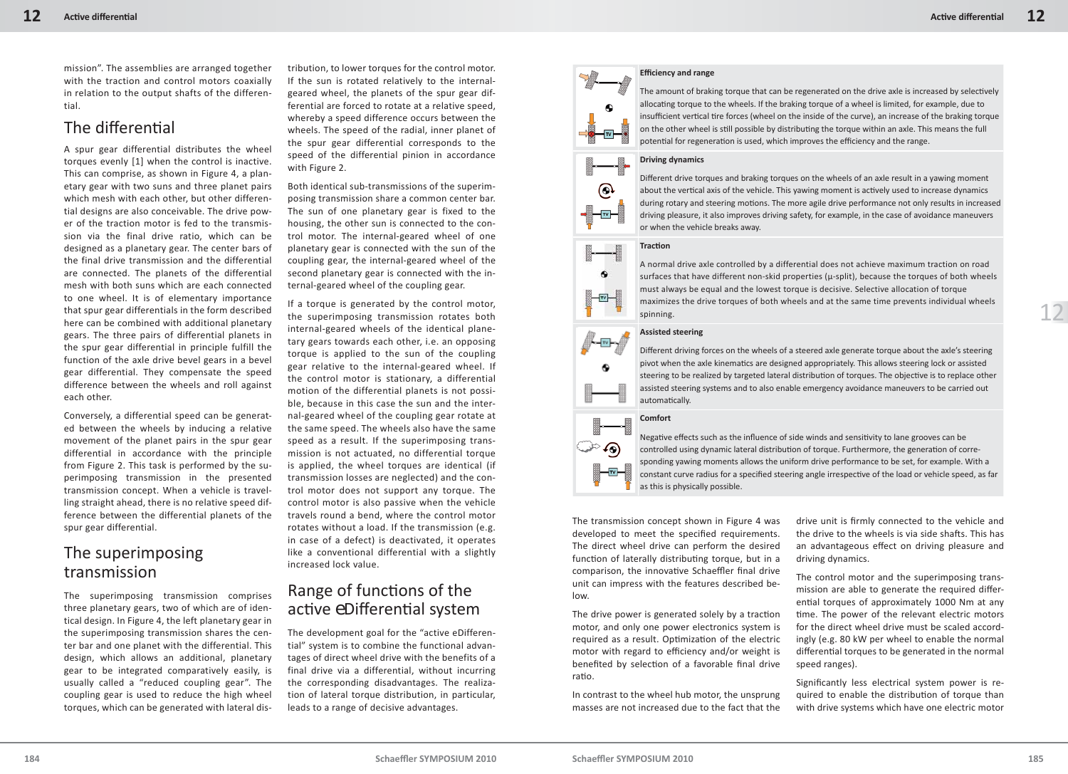mission". The assemblies are arranged together with the traction and control motors coaxially in relation to the output shafts of the differential.

## The differential

A spur gear differential distributes the wheel torques evenly [1] when the control is inactive. This can comprise, as shown in Figure 4, a planetary gear with two suns and three planet pairs which mesh with each other, but other differential designs are also conceivable. The drive power of the traction motor is fed to the transmission via the final drive ratio, which can be designed as a planetary gear. The center bars of the final drive transmission and the differential are connected. The planets of the differential mesh with both suns which are each connected to one wheel. It is of elementary importance that spur gear differentials in the form described here can be combined with additional planetary gears. The three pairs of differential planets in the spur gear differential in principle fulfill the function of the axle drive bevel gears in a bevel gear differential. They compensate the speed difference between the wheels and roll against each other.

Conversely, a differential speed can be generated between the wheels by inducing a relative movement of the planet pairs in the spur gear differential in accordance with the principle from Figure 2. This task is performed by the superimposing transmission in the presented transmission concept. When a vehicle is travelling straight ahead, there is no relative speed difference between the differential planets of the spur gear differential.

## The superimposing transmission

The superimposing transmission comprises three planetary gears, two of which are of identical design. In Figure 4, the left planetary gear in the superimposing transmission shares the center bar and one planet with the differential. This design, which allows an additional, planetary gear to be integrated comparatively easily, is usually called a "reduced coupling gear". The coupling gear is used to reduce the high wheel torques, which can be generated with lateral distribution, to lower torques for the control motor. If the sun is rotated relatively to the internal-geared wheel, the planets of the spur gear differential are forced to rotate at a relative speed, whereby a speed difference occurs between the wheels. The speed of the radial, inner planet of the spur gear differential corresponds to the speed of the differential pinion in accordance with Figure 2.

Both identical sub-transmissions of the superimposing transmission share a common center bar. The sun of one planetary gear is fixed to the housing, the other sun is connected to the control motor. The internal-geared wheel of one planetary gear is connected with the sun of the coupling gear, the internal-geared wheel of the second planetary gear is connected with the internal-geared wheel of the coupling gear.

If a torque is generated by the control motor, the superimposing transmission rotates both internal-geared wheels of the identical planetary gears towards each other, i.e. an opposing torque is applied to the sun of the coupling gear relative to the internal-geared wheel. If the control motor is stationary, a differential motion of the differential planets is not possible, because in this case the sun and the internal-geared wheel of the coupling gear rotate at the same speed. The wheels also have the same speed as a result. If the superimposing transmission is not actuated, no differential torque is applied, the wheel torques are identical (if transmission losses are neglected) and the control motor does not support any torque. The control motor is also passive when the vehicle travels round a bend, where the control motor rotates without a load. If the transmission (e.g. in case of a defect) is deactivated, it operates like a conventional differential with a slightly increased lock value.

## Range of functions of the active eDifferential system

The development goal for the "active eDifferential" system is to combine the functional advantages of direct wheel drive with the benefits of a final drive via a differential, without incurring the corresponding disadvantages. The realization of lateral torque distribution, in particular, leads to a range of decisive advantages.

**Efficiency and range**

The amount of braking torque that can be regenerated on the drive axle is increased by selectively allocating torque to the wheels. If the braking torque of a wheel is limited, for example, due to insufficient vertical tire forces (wheel on the inside of the curve), an increase of the braking torque on the other wheel is still possible by distributing the torque within an axle. This means the full potential for regeneration is used, which improves the efficiency and the range.

**Driving dynamics**

Different drive torques and braking torques on the wheels of an axle result in a yawing moment about the vertical axis of the vehicle. This yawing moment is actively used to increase dynamics during rotary and steering motions. The more agile drive performance not only results in increased driving pleasure, it also improves driving safety, for example, in the case of avoidance maneuvers or when the vehicle breaks away.

**Traction**

A normal drive axle controlled by a differential does not achieve maximum traction on road surfaces that have different non-skid properties (μ-split), because the torques of both wheels must always be equal and the lowest torque is decisive. Selective allocation of torque maximizes the drive torques of both wheels and at the same time prevents individual wheels spinning.

**Assisted steering**

Different driving forces on the wheels of a steered axle generate torque about the axle's steering pivot when the axle kinematics are designed appropriately. This allows steering lock or assisted steering to be realized by targeted lateral distribution of torques. The objective is to replace other assisted steering systems and to also enable emergency avoidance maneuvers to be carried out automatically.

**Comfort**

Negative effects such as the influence of side winds and sensitivity to lane grooves can be controlled using dynamic lateral distribution of torque. Furthermore, the generation of corresponding yawing moments allows the uniform drive performance to be set, for example. With a constant curve radius for a specified steering angle irrespective of the load or vehicle speed, as far as this is physically possible.

The transmission concept shown in Figure 4 was developed to meet the specified requirements. The direct wheel drive can perform the desired function of laterally distributing torque, but in a comparison, the innovative Schaeffler final drive unit can impress with the features described below.

The drive power is generated solely by a traction motor, and only one power electronics system is required as a result. Optimization of the electric motor with regard to efficiency and/or weight is benefited by selection of a favorable final drive ratio.

In contrast to the wheel hub motor, the unsprung masses are not increased due to the fact that the drive unit is firmly connected to the vehicle and the drive to the wheels is via side shafts. This has an advantageous effect on driving pleasure and driving dynamics.

The control motor and the superimposing transmission are able to generate the required differential torques of approximately 1000 Nm at any time. The power of the relevant electric motors for the direct wheel drive must be scaled accordingly (e.g. 80 kW per wheel to enable the normal differential torques to be generated in the normal speed ranges).

Significantly less electrical system power is required to enable the distribution of torque than with drive systems which have one electric motor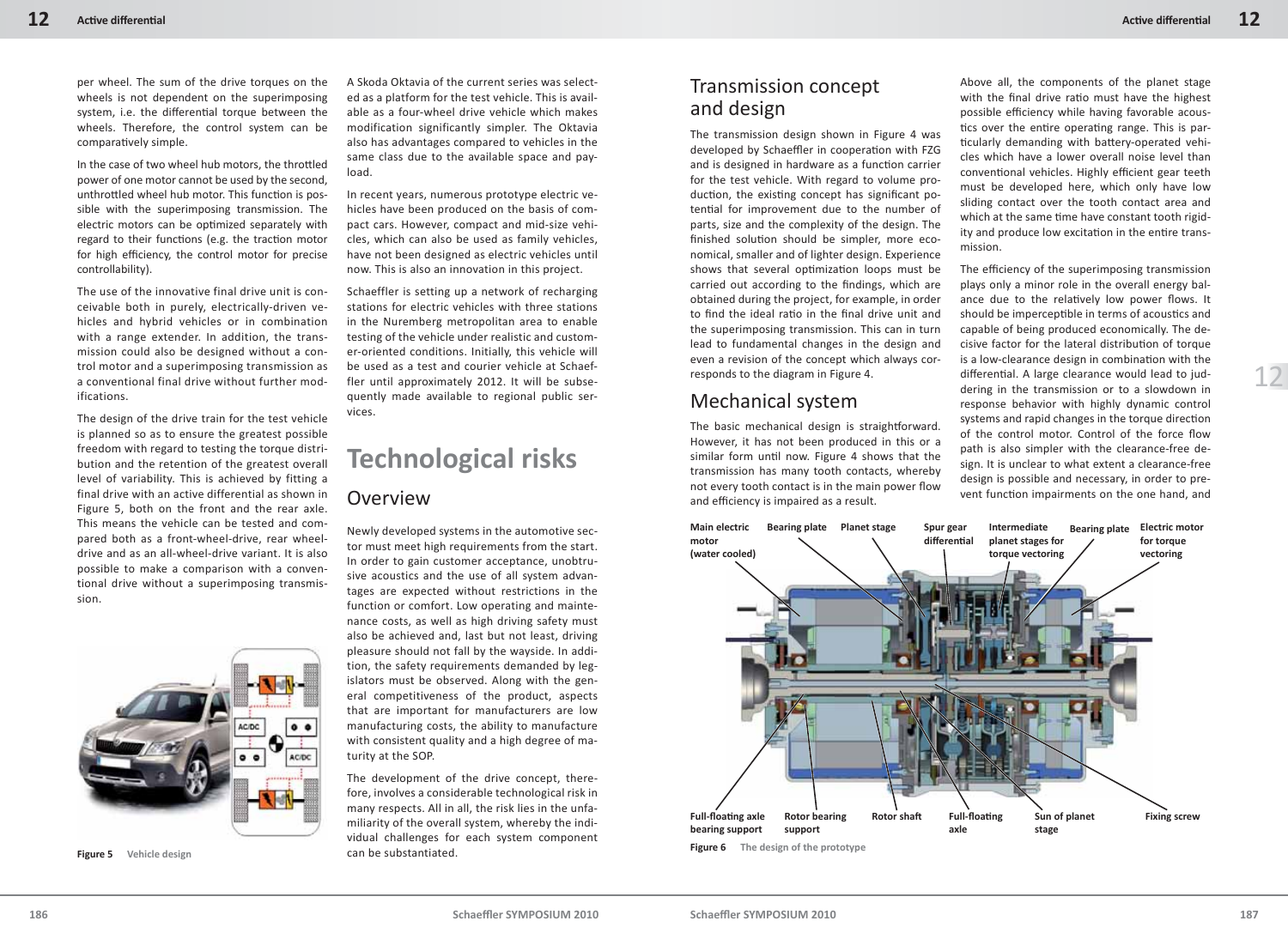per wheel. The sum of the drive torques on the wheels is not dependent on the superimposing system, i.e. the differential torque between the wheels. Therefore, the control system can be comparatively simple.

In the case of two wheel hub motors, the throttled power of one motor cannot be used by the second, unthrottled wheel hub motor. This function is possible with the superimposing transmission. The electric motors can be optimized separately with regard to their functions (e.g. the traction motor for high efficiency, the control motor for precise controllability).

The use of the innovative final drive unit is conceivable both in purely, electrically-driven vehicles and hybrid vehicles or in combination with a range extender. In addition, the transmission could also be designed without a control motor and a superimposing transmission as a conventional final drive without further modifications.

The design of the drive train for the test vehicle is planned so as to ensure the greatest possible freedom with regard to testing the torque distribution and the retention of the greatest overall level of variability. This is achieved by fitting a final drive with an active differential as shown in Figure 5, both on the front and the rear axle. This means the vehicle can be tested and compared both as a front-wheel-drive, rear wheel-drive and as an all-wheel-drive variant. It is also possible to make a comparison with a conventional drive without a superimposing transmission.

**Figure 5** Vehicle design

A Skoda Oktavia of the current series was selected as a platform for the test vehicle. This is available as a four-wheel drive vehicle which makes modification significantly simpler. The Oktavia also has advantages compared to vehicles in the same class due to the available space and payload.

In recent years, numerous prototype electric vehicles have been produced on the basis of compact cars. However, compact and mid-size vehicles, which can also be used as family vehicles, have not been designed as electric vehicles until now. This is also an innovation in this project.

Schaeffler is setting up a network of recharging stations for electric vehicles with three stations in the Nuremberg metropolitan area to enable testing of the vehicle under realistic and customer-oriented conditions. Initially, this vehicle will be used as a test and courier vehicle at Schaeffler until approximately 2012. It will be subsequently made available to regional public services.

# Technological risks

## Overview

Newly developed systems in the automotive sector must meet high requirements from the start. In order to gain customer acceptance, unobtrusive acoustics and the use of all system advantages are expected without restrictions in the function or comfort. Low operating and maintenance costs, as well as high driving safety must also be achieved and, last but not least, driving pleasure should not fall by the wayside. In addition, the safety requirements demanded by legislators must be observed. Along with the general competitiveness of the product, aspects that are important for manufacturers are low manufacturing costs, the ability to manufacture with consistent quality and a high degree of maturity at the SOP.

The development of the drive concept, therefore, involves a considerable technological risk in many respects. All in all, the risk lies in the unfamiliarity of the overall system, whereby the individual challenges for each system component can be substantiated.

## Transmission concept and design

The transmission design shown in Figure 4 was developed by Schaeffler in cooperation with FZG and is designed in hardware as a function carrier for the test vehicle. With regard to volume production, the existing concept has significant potential for improvement due to the number of parts, size and the complexity of the design. The finished solution should be simpler, more economical, smaller and of lighter design. Experience shows that several optimization loops must be carried out according to the findings, which are obtained during the project, for example, in order to find the ideal ratio in the final drive unit and the superimposing transmission. This can in turn lead to fundamental changes in the design and even a revision of the concept which always corresponds to the diagram in Figure 4.

## Mechanical system

The basic mechanical design is straightforward. However, it has not been produced in this or a similar form until now. Figure 4 shows that the transmission has many tooth contacts, whereby not every tooth contact is in the main power flow and efficiency is impaired as a result.

Above all, the components of the planet stage with the final drive ratio must have the highest possible efficiency while having favorable acoustics over the entire operating range. This is particularly demanding with battery-operated vehicles which have a lower overall noise level than conventional vehicles. Highly efficient gear teeth must be developed here, which only have low sliding contact over the tooth contact area and which at the same time have constant tooth rigidity and produce low excitation in the entire transmission.

The efficiency of the superimposing transmission plays only a minor role in the overall energy balance due to the relatively low power flows. It should be imperceptible in terms of acoustics and capable of being produced economically. The decisive factor for the lateral distribution of torque is a low-clearance design in combination with the differential. A large clearance would lead to juddering in the transmission or to a slowdown in response behavior with highly dynamic control systems and rapid changes in the torque direction of the control motor. Control of the force flow path is also simpler with the clearance-free design. It is unclear to what extent a clearance-free design is possible and necessary, in order to prevent function impairments on the one hand, and

Main electric motor (water cooled) | Bearing plate | Planet stage | Spur gear differential | Intermediate planet stages for torque vectoring | Bearing plate | Electric motor for torque vectoring | Full-floating axle bearing support | Rotor bearing support | Rotor shaft | Full-floating axle | Sun of planet stage | Fixing screw

**Figure 6** The design of the prototype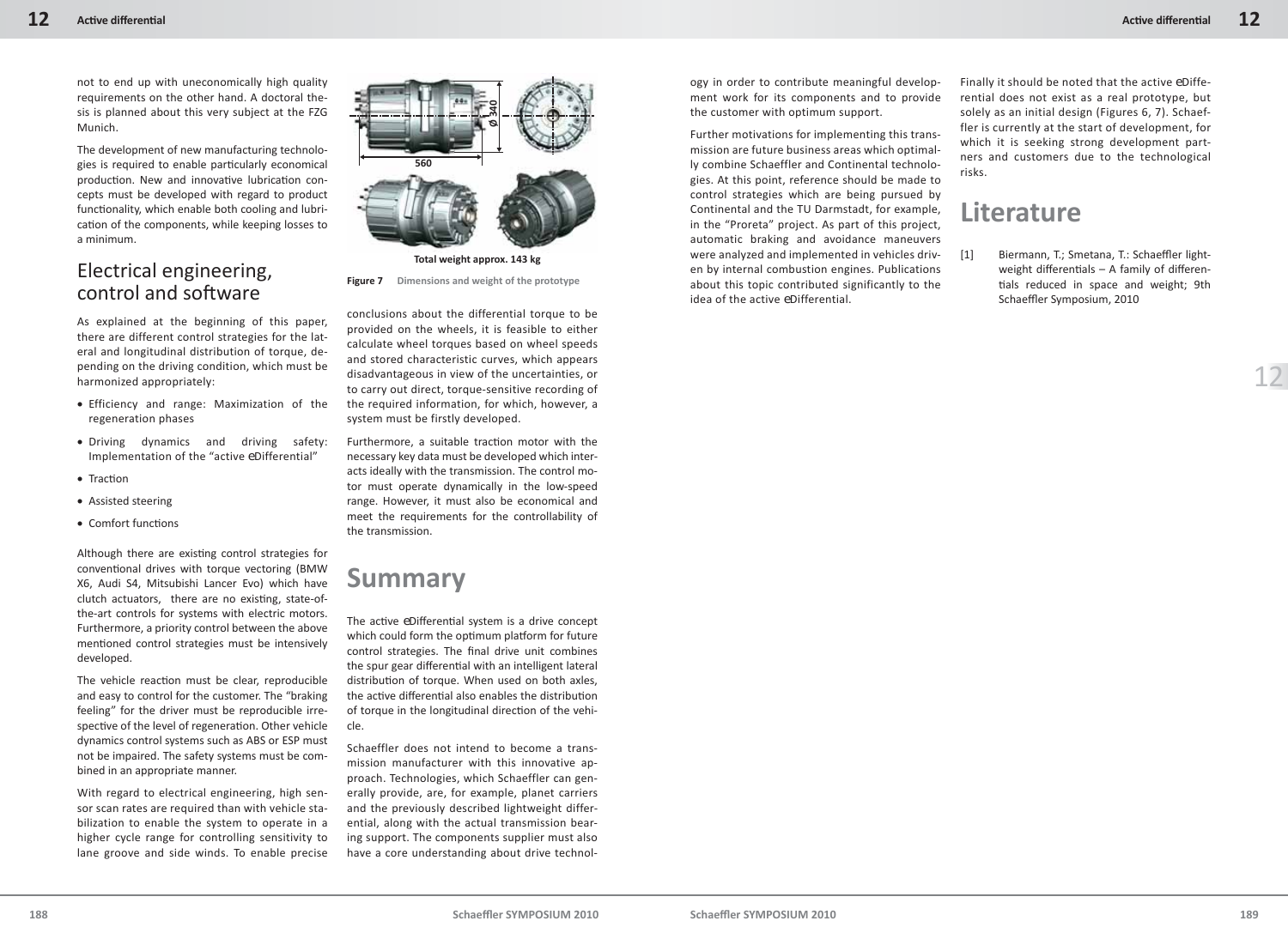not to end up with uneconomically high quality requirements on the other hand. A doctoral thesis is planned about this very subject at the FZG Munich.

The development of new manufacturing technologies is required to enable particularly economical production. New and innovative lubrication concepts must be developed with regard to product functionality, which enable both cooling and lubrication of the components, while keeping losses to a minimum.

## Electrical engineering, control and software

As explained at the beginning of this paper, there are different control strategies for the lateral and longitudinal distribution of torque, depending on the driving condition, which must be harmonized appropriately:

- Efficiency and range: Maximization of the regeneration phases
- Driving dynamics and driving safety: Implementation of the "active eDifferential"
- Traction
- Assisted steering
- Comfort functions

Although there are existing control strategies for conventional drives with torque vectoring (BMW X6, Audi S4, Mitsubishi Lancer Evo) which have clutch actuators, there are no existing, state-of-the-art controls for systems with electric motors. Furthermore, a priority control between the above mentioned control strategies must be intensively developed.

The vehicle reaction must be clear, reproducible and easy to control for the customer. The "braking feeling" for the driver must be reproducible irrespective of the level of regeneration. Other vehicle dynamics control systems such as ABS or ESP must not be impaired. The safety systems must be combined in an appropriate manner.

With regard to electrical engineering, high sensor scan rates are required than with vehicle stabilization to enable the system to operate in a higher cycle range for controlling sensitivity to lane groove and side winds. To enable precise conclusions about the differential torque to be provided on the wheels, it is feasible to either calculate wheel torques based on wheel speeds and stored characteristic curves, which appears disadvantageous in view of the uncertainties, or to carry out direct, torque-sensitive recording of the required information, for which, however, a system must be firstly developed.

560

Ø 340

Total weight approx. 143 kg

**Figure 7** Dimensions and weight of the prototype

Furthermore, a suitable traction motor with the necessary key data must be developed which interacts ideally with the transmission. The control motor must operate dynamically in the low-speed range. However, it must also be economical and meet the requirements for the controllability of the transmission.

# Summary

The active eDifferential system is a drive concept which could form the optimum platform for future control strategies. The final drive unit combines the spur gear differential with an intelligent lateral distribution of torque. When used on both axles, the active differential also enables the distribution of torque in the longitudinal direction of the vehicle.

Schaeffler does not intend to become a transmission manufacturer with this innovative approach. Technologies, which Schaeffler can generally provide, are, for example, planet carriers and the previously described lightweight differential, along with the actual transmission bearing support. The components supplier must also have a core understanding about drive technology in order to contribute meaningful development work for its components and to provide the customer with optimum support.

Further motivations for implementing this transmission are future business areas which optimally combine Schaeffler and Continental technologies. At this point, reference should be made to control strategies which are being pursued by Continental and the TU Darmstadt, for example, in the "Proreta" project. As part of this project, automatic braking and avoidance maneuvers were analyzed and implemented in vehicles driven by internal combustion engines. Publications about this topic contributed significantly to the idea of the active eDifferential.

Finally it should be noted that the active eDifferential does not exist as a real prototype, but solely as an initial design (Figures 6, 7). Schaeffler is currently at the start of development, for which it is seeking strong development partners and customers due to the technological risks.

# Literature

[1] Biermann, T.; Smetana, T.: Schaeffler lightweight differentials – A family of differentials reduced in space and weight; 9th Schaeffler Symposium, 2010